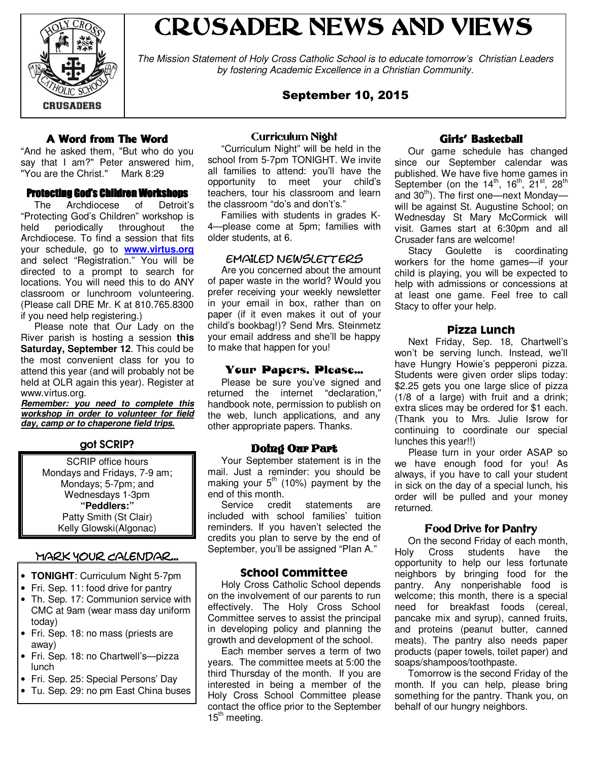# CRUSADER NEWS AND VIEWS

*The Mission Statement of Holy Cross Catholic School is to educate tomorrow's Christian Leaders by fostering Academic Excellence in a Christian Community.*

**September 10, 2015**

## A Word from The Word

"And he asked them, "But who do you say that I am?" Peter answered him, "You are the Christ." Mark 8:29

## Protecting God's Children Workshops

The Archdiocese of Detroit's "Protecting God's Children" workshop is held periodically throughout the Archdiocese. To find a session that fits your schedule, go to **www.virtus.org** and select "Registration." You will be directed to a prompt to search for locations. You will need this to do ANY classroom or lunchroom volunteering. (Please call DRE Mr. K at 810.765.8300 if you need help registering.)

Please note that Our Lady on the River parish is hosting a session **this Saturday, September 12**. This could be the most convenient class for you to attend this year (and will probably not be held at OLR again this year). Register at www.virtus.org.

***Remember: you need to complete this workshop in order to volunteer for field day, camp or to chaperone field trips.***

## got SCRIP?

SCRIP office hours
Mondays and Fridays, 7-9 am;
Mondays; 5-7pm; and
Wednesdays 1-3pm
**"Peddlers:"**
Patty Smith (St Clair)
Kelly Glowski(Algonac)

## MARK YOUR CALENDAR...

- **TONIGHT**: Curriculum Night 5-7pm
- Fri. Sep. 11: food drive for pantry
- Th. Sep. 17: Communion service with CMC at 9am (wear mass day uniform today)
- Fri. Sep. 18: no mass (priests are away)
- Fri. Sep. 18: no Chartwell's—pizza lunch
- Fri. Sep. 25: Special Persons' Day
- Tu. Sep. 29: no pm East China buses

## Curriculum Night

"Curriculum Night" will be held in the school from 5-7pm TONIGHT. We invite all families to attend: you'll have the opportunity to meet your child's teachers, tour his classroom and learn the classroom "do's and don't's."

Families with students in grades K-4—please come at 5pm; families with older students, at 6.

## EMAILED NEWSLETTERS

Are you concerned about the amount of paper waste in the world? Would you prefer receiving your weekly newsletter in your email in box, rather than on paper (if it even makes it out of your child's bookbag!)? Send Mrs. Steinmetz your email address and she'll be happy to make that happen for you!

## Your Papers, Please...

Please be sure you've signed and returned the internet "declaration," handbook note, permission to publish on the web, lunch applications, and any other appropriate papers. Thanks.

## Doing Our Part

Your September statement is in the mail. Just a reminder: you should be making your 5th (10%) payment by the end of this month.

Service credit statements are included with school families' tuition reminders. If you haven't selected the credits you plan to serve by the end of September, you'll be assigned "Plan A."

## School Committee

Holy Cross Catholic School depends on the involvement of our parents to run effectively. The Holy Cross School Committee serves to assist the principal in developing policy and planning the growth and development of the school.

Each member serves a term of two years. The committee meets at 5:00 the third Thursday of the month. If you are interested in being a member of the Holy Cross School Committee please contact the office prior to the September 15th meeting.

## Girls' Basketball

Our game schedule has changed since our September calendar was published. We have five home games in September (on the 14th, 16th, 21st, 28th and 30th). The first one—next Monday—will be against St. Augustine School; on Wednesday St Mary McCormick will visit. Games start at 6:30pm and all Crusader fans are welcome!

Stacy Goulette is coordinating workers for the home games—if your child is playing, you will be expected to help with admissions or concessions at at least one game. Feel free to call Stacy to offer your help.

## Pizza Lunch

Next Friday, Sep. 18, Chartwell's won't be serving lunch. Instead, we'll have Hungry Howie's pepperoni pizza. Students were given order slips today: $2.25 gets you one large slice of pizza (1/8 of a large) with fruit and a drink; extra slices may be ordered for $1 each. (Thank you to Mrs. Julie Isrow for continuing to coordinate our special lunches this year!!)

Please turn in your order ASAP so we have enough food for you! As always, if you have to call your student in sick on the day of a special lunch, his order will be pulled and your money returned.

## Food Drive for Pantry

On the second Friday of each month, Holy Cross students have the opportunity to help our less fortunate neighbors by bringing food for the pantry. Any nonperishable food is welcome; this month, there is a special need for breakfast foods (cereal, pancake mix and syrup), canned fruits, and proteins (peanut butter, canned meats). The pantry also needs paper products (paper towels, toilet paper) and soaps/shampoos/toothpaste.

Tomorrow is the second Friday of the month. If you can help, please bring something for the pantry. Thank you, on behalf of our hungry neighbors.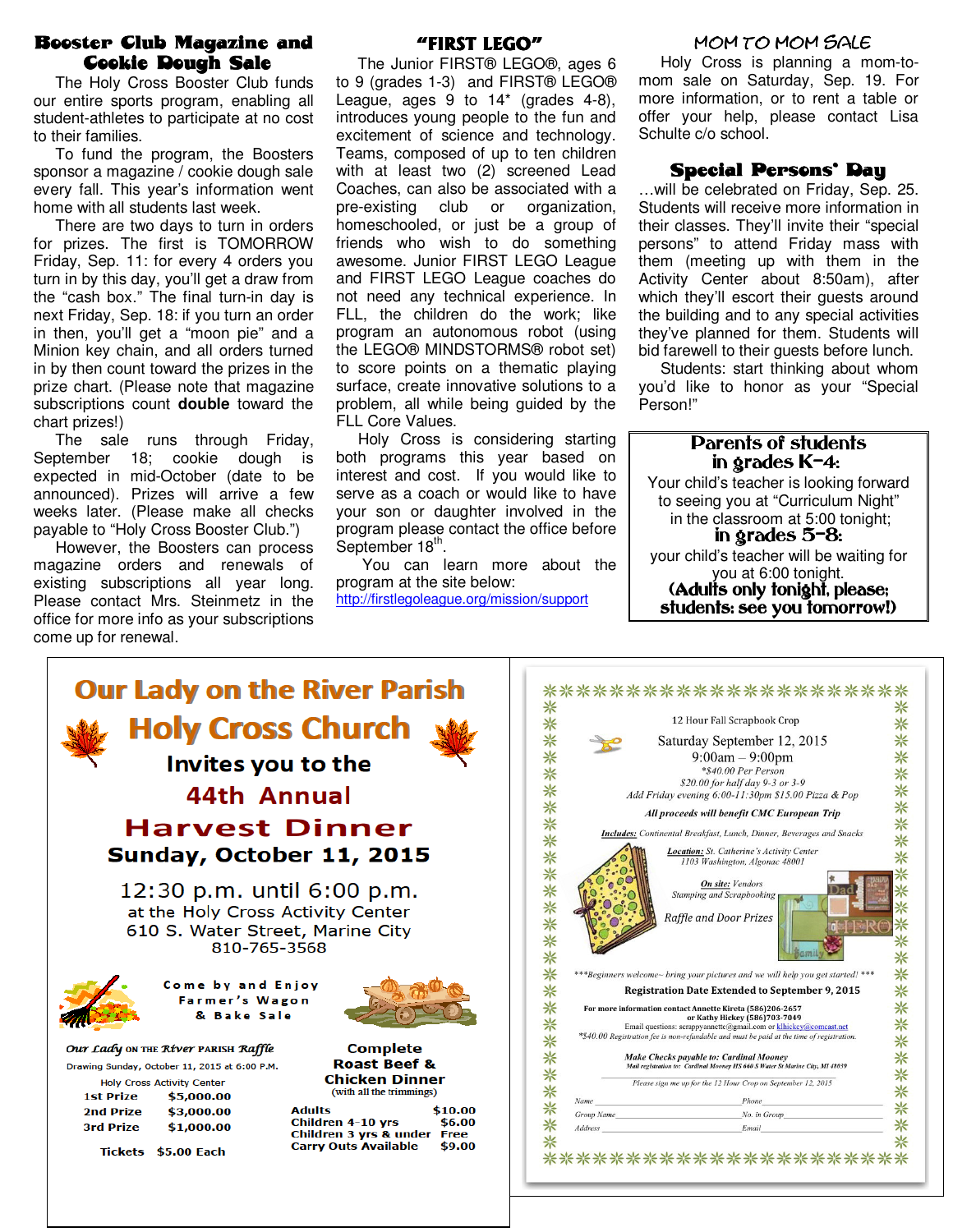## Booster Club Magazine and Cookie Dough Sale

The Holy Cross Booster Club funds our entire sports program, enabling all student-athletes to participate at no cost to their families.

To fund the program, the Boosters sponsor a magazine / cookie dough sale every fall. This year's information went home with all students last week.

There are two days to turn in orders for prizes. The first is TOMORROW Friday, Sep. 11: for every 4 orders you turn in by this day, you'll get a draw from the "cash box." The final turn-in day is next Friday, Sep. 18: if you turn an order in then, you'll get a "moon pie" and a Minion key chain, and all orders turned in by then count toward the prizes in the prize chart. (Please note that magazine subscriptions count **double** toward the chart prizes!)

The sale runs through Friday, September 18; cookie dough is expected in mid-October (date to be announced). Prizes will arrive a few weeks later. (Please make all checks payable to "Holy Cross Booster Club.")

However, the Boosters can process magazine orders and renewals of existing subscriptions all year long. Please contact Mrs. Steinmetz in the office for more info as your subscriptions come up for renewal.

## "FIRST LEGO"

The Junior FIRST® LEGO®, ages 6 to 9 (grades 1-3) and FIRST® LEGO® League, ages 9 to 14* (grades 4-8), introduces young people to the fun and excitement of science and technology. Teams, composed of up to ten children with at least two (2) screened Lead Coaches, can also be associated with a pre-existing club or organization, homeschooled, or just be a group of friends who wish to do something awesome. Junior FIRST LEGO League and FIRST LEGO League coaches do not need any technical experience. In FLL, the children do the work; like program an autonomous robot (using the LEGO® MINDSTORMS® robot set) to score points on a thematic playing surface, create innovative solutions to a problem, all while being guided by the FLL Core Values.

Holy Cross is considering starting both programs this year based on interest and cost. If you would like to serve as a coach or would like to have your son or daughter involved in the program please contact the office before September 18th.

You can learn more about the program at the site below:
http://firstlegoleague.org/mission/support

## MOM TO MOM SALE

Holy Cross is planning a mom-to-mom sale on Saturday, Sep. 19. For more information, or to rent a table or offer your help, please contact Lisa Schulte c/o school.

## Special Persons' Day

…will be celebrated on Friday, Sep. 25. Students will receive more information in their classes. They'll invite their "special persons" to attend Friday mass with them (meeting up with them in the Activity Center about 8:50am), after which they'll escort their guests around the building and to any special activities they've planned for them. Students will bid farewell to their guests before lunch.

Students: start thinking about whom you'd like to honor as your "Special Person!"

**Parents of students in grades K-4:**
Your child's teacher is looking forward to seeing you at "Curriculum Night" in the classroom at 5:00 tonight;
**in grades 5-8:**
your child's teacher will be waiting for you at 6:00 tonight.
**(Adults only tonight, please; students: see you tomorrow!)**

---

# Our Lady on the River Parish
# Holy Cross Church

Invites you to the

**44th Annual**

## Harvest Dinner

**Sunday, October 11, 2015**

12:30 p.m. until 6:00 p.m.
at the Holy Cross Activity Center
610 S. Water Street, Marine City
810-765-3568

Come by and Enjoy
Farmer's Wagon
& Bake Sale

*Our Lady on the River Parish Raffle*
Drawing Sunday, October 11, 2015 at 6:00 P.M.
Holy Cross Activity Center

| | |
|---|---|
| 1st Prize | $5,000.00 |
| 2nd Prize | $3,000.00 |
| 3rd Prize | $1,000.00 |

Tickets $5.00 Each

**Complete Roast Beef & Chicken Dinner**
(with all the trimmings)

| | |
|---|---|
| Adults | $10.00 |
| Children 4-10 yrs | $6.00 |
| Children 3 yrs & under | Free |
| Carry Outs Available | $9.00 |

---

12 Hour Fall Scrapbook Crop

Saturday September 12, 2015
9:00am – 9:00pm
*$40.00 Per Person
$20.00 for half day 9-3 or 3-9
Add Friday evening 6:00-11:30pm $15.00 Pizza & Pop

*All proceeds will benefit CMC European Trip*

*Includes:* Continental Breakfast, Lunch, Dinner, Beverages and Snacks

*Location:* St. Catherine's Activity Center
1103 Washington, Algonac 48001

*On site:* Vendors
Stamping and Scrapbooking

Raffle and Door Prizes

***Beginners welcome~ bring your pictures and we will help you get started! ***

**Registration Date Extended to September 9, 2015**

For more information contact Annette Kireta (586)206-2657
or Kathy Hickey (586)703-7049
Email questions: scrappyannette@gmail.com or klhickey@comcast.net
*$40.00 Registration fee is non-refundable and must be paid at the time of registration.

Make Checks payable to: Cardinal Mooney
Mail registration to: Cardinal Mooney HS 660 S Water St Marine City, MI 48039

Please sign me up for the 12 Hour Crop on September 12, 2015

Name ______ Phone ______
Group Name ______ No. in Group ______
Address ______ Email ______